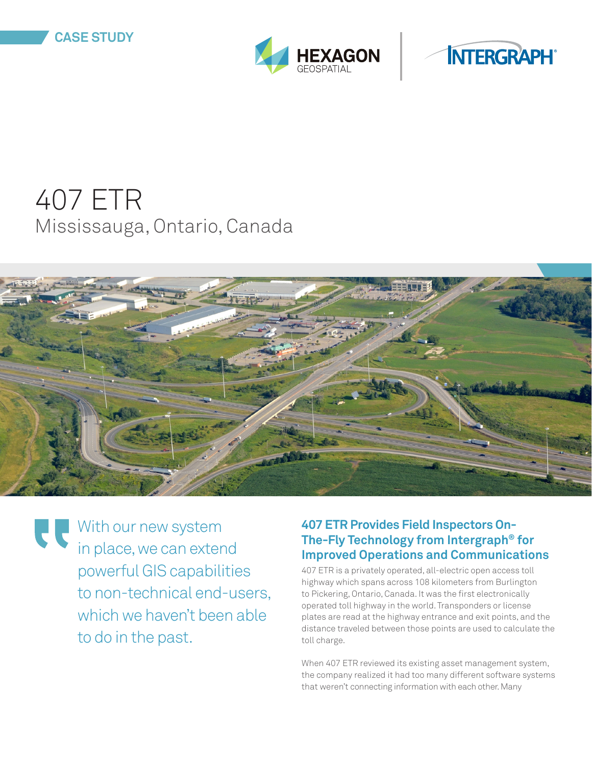CASE STUDY

# 407 ETR

## Mississauga, Ontario, Canada

> With our new system in place, we can extend powerful GIS capabilities to non-technical end-users, which we haven't been able to do in the past.

### 407 ETR Provides Field Inspectors On-The-Fly Technology from Intergraph® for Improved Operations and Communications

407 ETR is a privately operated, all-electric open access toll highway which spans across 108 kilometers from Burlington to Pickering, Ontario, Canada. It was the first electronically operated toll highway in the world. Transponders or license plates are read at the highway entrance and exit points, and the distance traveled between those points are used to calculate the toll charge.

When 407 ETR reviewed its existing asset management system, the company realized it had too many different software systems that weren't connecting information with each other. Many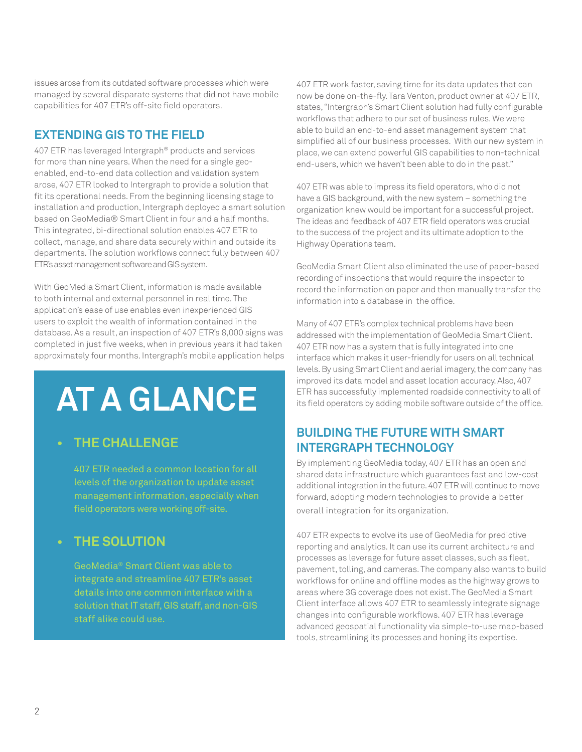issues arose from its outdated software processes which were managed by several disparate systems that did not have mobile capabilities for 407 ETR's off-site field operators.

## EXTENDING GIS TO THE FIELD

407 ETR has leveraged Intergraph® products and services for more than nine years. When the need for a single geo-enabled, end-to-end data collection and validation system arose, 407 ETR looked to Intergraph to provide a solution that fit its operational needs. From the beginning licensing stage to installation and production, Intergraph deployed a smart solution based on GeoMedia® Smart Client in four and a half months. This integrated, bi-directional solution enables 407 ETR to collect, manage, and share data securely within and outside its departments. The solution workflows connect fully between 407 ETR's asset management software and GIS system.

With GeoMedia Smart Client, information is made available to both internal and external personnel in real time. The application's ease of use enables even inexperienced GIS users to exploit the wealth of information contained in the database. As a result, an inspection of 407 ETR's 8,000 signs was completed in just five weeks, when in previous years it had taken approximately four months. Intergraph's mobile application helps 407 ETR work faster, saving time for its data updates that can now be done on-the-fly. Tara Venton, product owner at 407 ETR, states, "Intergraph's Smart Client solution had fully configurable workflows that adhere to our set of business rules. We were able to build an end-to-end asset management system that simplified all of our business processes. With our new system in place, we can extend powerful GIS capabilities to non-technical end-users, which we haven't been able to do in the past."

407 ETR was able to impress its field operators, who did not have a GIS background, with the new system – something the organization knew would be important for a successful project. The ideas and feedback of 407 ETR field operators was crucial to the success of the project and its ultimate adoption to the Highway Operations team.

GeoMedia Smart Client also eliminated the use of paper-based recording of inspections that would require the inspector to record the information on paper and then manually transfer the information into a database in the office.

Many of 407 ETR's complex technical problems have been addressed with the implementation of GeoMedia Smart Client. 407 ETR now has a system that is fully integrated into one interface which makes it user-friendly for users on all technical levels. By using Smart Client and aerial imagery, the company has improved its data model and asset location accuracy. Also, 407 ETR has successfully implemented roadside connectivity to all of its field operators by adding mobile software outside of the office.

# AT A GLANCE

- **THE CHALLENGE**

  407 ETR needed a common location for all levels of the organization to update asset management information, especially when field operators were working off-site.

- **THE SOLUTION**

  GeoMedia® Smart Client was able to integrate and streamline 407 ETR's asset details into one common interface with a solution that IT staff, GIS staff, and non-GIS staff alike could use.

## BUILDING THE FUTURE WITH SMART INTERGRAPH TECHNOLOGY

By implementing GeoMedia today, 407 ETR has an open and shared data infrastructure which guarantees fast and low-cost additional integration in the future. 407 ETR will continue to move forward, adopting modern technologies to provide a better overall integration for its organization.

407 ETR expects to evolve its use of GeoMedia for predictive reporting and analytics. It can use its current architecture and processes as leverage for future asset classes, such as fleet, pavement, tolling, and cameras. The company also wants to build workflows for online and offline modes as the highway grows to areas where 3G coverage does not exist. The GeoMedia Smart Client interface allows 407 ETR to seamlessly integrate signage changes into configurable workflows. 407 ETR has leverage advanced geospatial functionality via simple-to-use map-based tools, streamlining its processes and honing its expertise.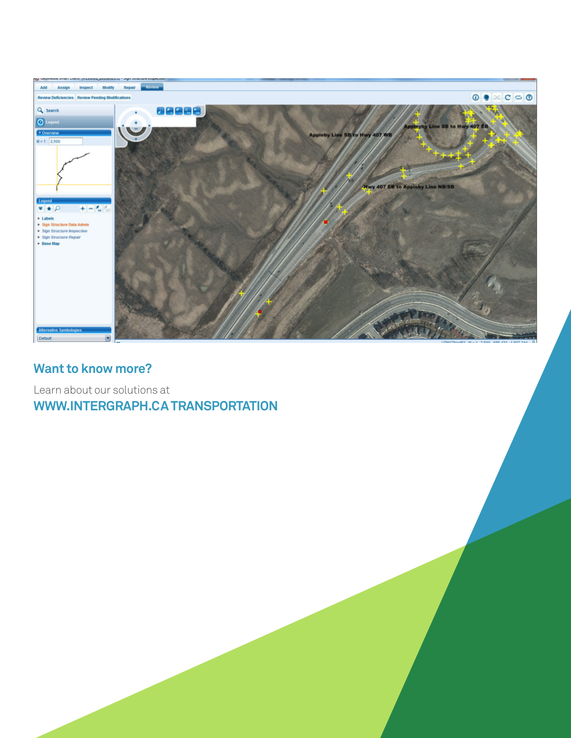## Want to know more?

Learn about our solutions at
**WWW.INTERGRAPH.CA TRANSPORTATION**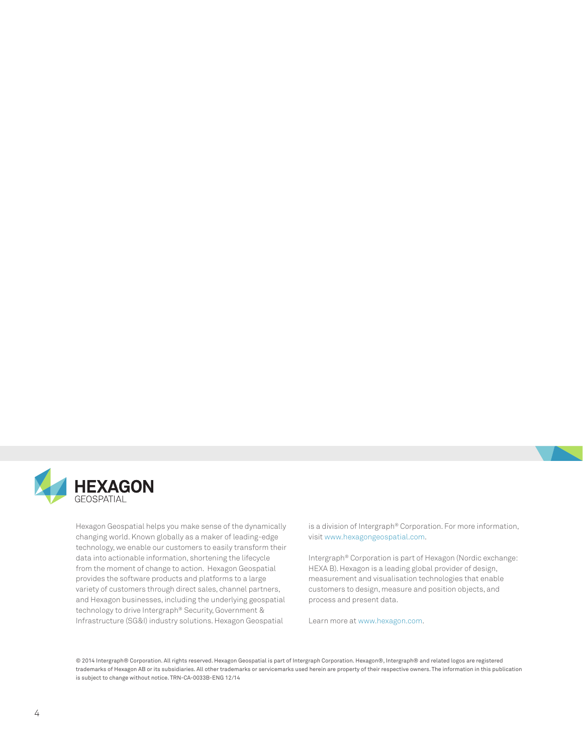HEXAGON
GEOSPATIAL

Hexagon Geospatial helps you make sense of the dynamically changing world. Known globally as a maker of leading-edge technology, we enable our customers to easily transform their data into actionable information, shortening the lifecycle from the moment of change to action. Hexagon Geospatial provides the software products and platforms to a large variety of customers through direct sales, channel partners, and Hexagon businesses, including the underlying geospatial technology to drive Intergraph® Security, Government & Infrastructure (SG&I) industry solutions. Hexagon Geospatial is a division of Intergraph® Corporation. For more information, visit www.hexagongeospatial.com.

Intergraph® Corporation is part of Hexagon (Nordic exchange: HEXA B). Hexagon is a leading global provider of design, measurement and visualisation technologies that enable customers to design, measure and position objects, and process and present data.

Learn more at www.hexagon.com.

© 2014 Intergraph® Corporation. All rights reserved. Hexagon Geospatial is part of Intergraph Corporation. Hexagon®, Intergraph® and related logos are registered trademarks of Hexagon AB or its subsidiaries. All other trademarks or servicemarks used herein are property of their respective owners. The information in this publication is subject to change without notice. TRN-CA-0033B-ENG 12/14